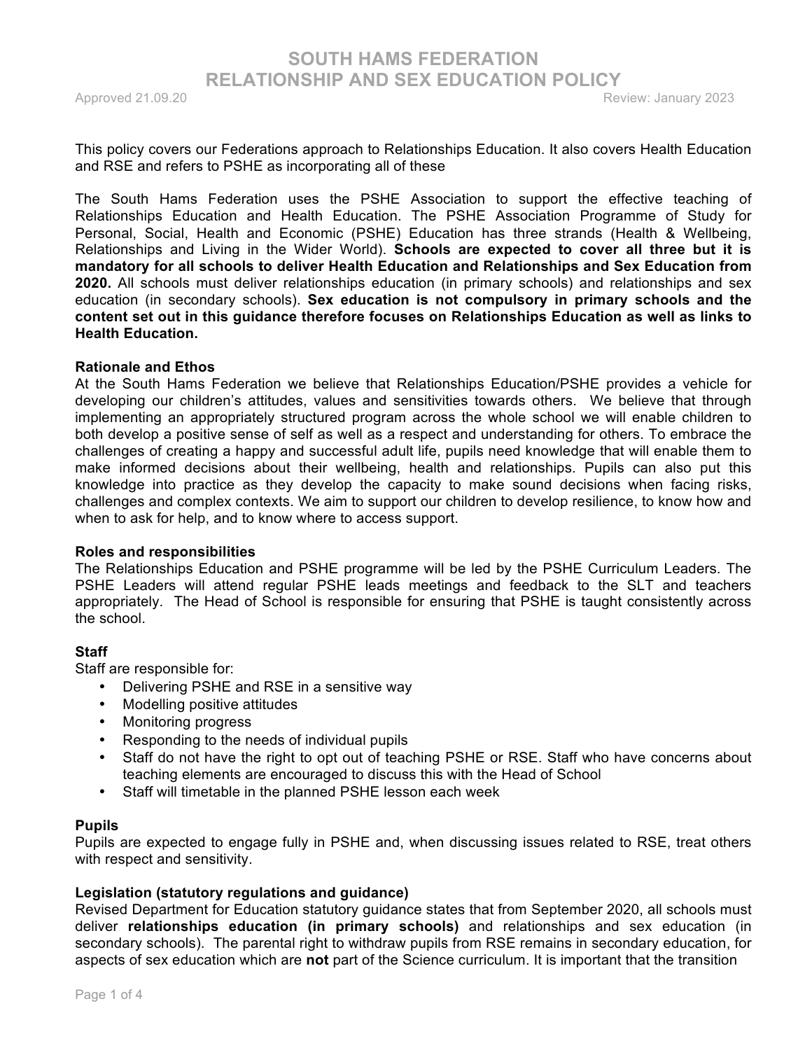# SOUTH HAMS FEDERATION
# RELATIONSHIP AND SEX EDUCATION POLICY

Approved 21.09.20 Review: January 2023

This policy covers our Federations approach to Relationships Education. It also covers Health Education and RSE and refers to PSHE as incorporating all of these

The South Hams Federation uses the PSHE Association to support the effective teaching of Relationships Education and Health Education. The PSHE Association Programme of Study for Personal, Social, Health and Economic (PSHE) Education has three strands (Health & Wellbeing, Relationships and Living in the Wider World). **Schools are expected to cover all three but it is mandatory for all schools to deliver Health Education and Relationships and Sex Education from 2020.** All schools must deliver relationships education (in primary schools) and relationships and sex education (in secondary schools). **Sex education is not compulsory in primary schools and the content set out in this guidance therefore focuses on Relationships Education as well as links to Health Education.**

**Rationale and Ethos**

At the South Hams Federation we believe that Relationships Education/PSHE provides a vehicle for developing our children's attitudes, values and sensitivities towards others. We believe that through implementing an appropriately structured program across the whole school we will enable children to both develop a positive sense of self as well as a respect and understanding for others. To embrace the challenges of creating a happy and successful adult life, pupils need knowledge that will enable them to make informed decisions about their wellbeing, health and relationships. Pupils can also put this knowledge into practice as they develop the capacity to make sound decisions when facing risks, challenges and complex contexts. We aim to support our children to develop resilience, to know how and when to ask for help, and to know where to access support.

**Roles and responsibilities**

The Relationships Education and PSHE programme will be led by the PSHE Curriculum Leaders. The PSHE Leaders will attend regular PSHE leads meetings and feedback to the SLT and teachers appropriately. The Head of School is responsible for ensuring that PSHE is taught consistently across the school.

**Staff**

Staff are responsible for:

- Delivering PSHE and RSE in a sensitive way
- Modelling positive attitudes
- Monitoring progress
- Responding to the needs of individual pupils
- Staff do not have the right to opt out of teaching PSHE or RSE. Staff who have concerns about teaching elements are encouraged to discuss this with the Head of School
- Staff will timetable in the planned PSHE lesson each week

**Pupils**

Pupils are expected to engage fully in PSHE and, when discussing issues related to RSE, treat others with respect and sensitivity.

**Legislation (statutory regulations and guidance)**

Revised Department for Education statutory guidance states that from September 2020, all schools must deliver **relationships education (in primary schools)** and relationships and sex education (in secondary schools). The parental right to withdraw pupils from RSE remains in secondary education, for aspects of sex education which are **not** part of the Science curriculum. It is important that the transition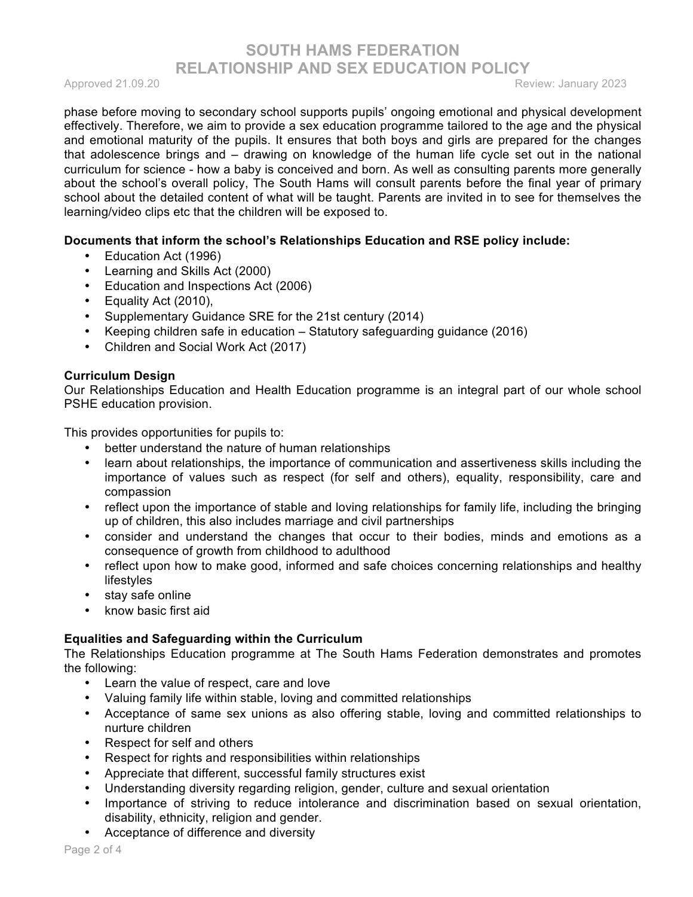phase before moving to secondary school supports pupils' ongoing emotional and physical development effectively. Therefore, we aim to provide a sex education programme tailored to the age and the physical and emotional maturity of the pupils. It ensures that both boys and girls are prepared for the changes that adolescence brings and – drawing on knowledge of the human life cycle set out in the national curriculum for science - how a baby is conceived and born. As well as consulting parents more generally about the school's overall policy, The South Hams will consult parents before the final year of primary school about the detailed content of what will be taught. Parents are invited in to see for themselves the learning/video clips etc that the children will be exposed to.

**Documents that inform the school's Relationships Education and RSE policy include:**

- Education Act (1996)
- Learning and Skills Act (2000)
- Education and Inspections Act (2006)
- Equality Act (2010),
- Supplementary Guidance SRE for the 21st century (2014)
- Keeping children safe in education – Statutory safeguarding guidance (2016)
- Children and Social Work Act (2017)

**Curriculum Design**

Our Relationships Education and Health Education programme is an integral part of our whole school PSHE education provision.

This provides opportunities for pupils to:

- better understand the nature of human relationships
- learn about relationships, the importance of communication and assertiveness skills including the importance of values such as respect (for self and others), equality, responsibility, care and compassion
- reflect upon the importance of stable and loving relationships for family life, including the bringing up of children, this also includes marriage and civil partnerships
- consider and understand the changes that occur to their bodies, minds and emotions as a consequence of growth from childhood to adulthood
- reflect upon how to make good, informed and safe choices concerning relationships and healthy lifestyles
- stay safe online
- know basic first aid

**Equalities and Safeguarding within the Curriculum**

The Relationships Education programme at The South Hams Federation demonstrates and promotes the following:

- Learn the value of respect, care and love
- Valuing family life within stable, loving and committed relationships
- Acceptance of same sex unions as also offering stable, loving and committed relationships to nurture children
- Respect for self and others
- Respect for rights and responsibilities within relationships
- Appreciate that different, successful family structures exist
- Understanding diversity regarding religion, gender, culture and sexual orientation
- Importance of striving to reduce intolerance and discrimination based on sexual orientation, disability, ethnicity, religion and gender.
- Acceptance of difference and diversity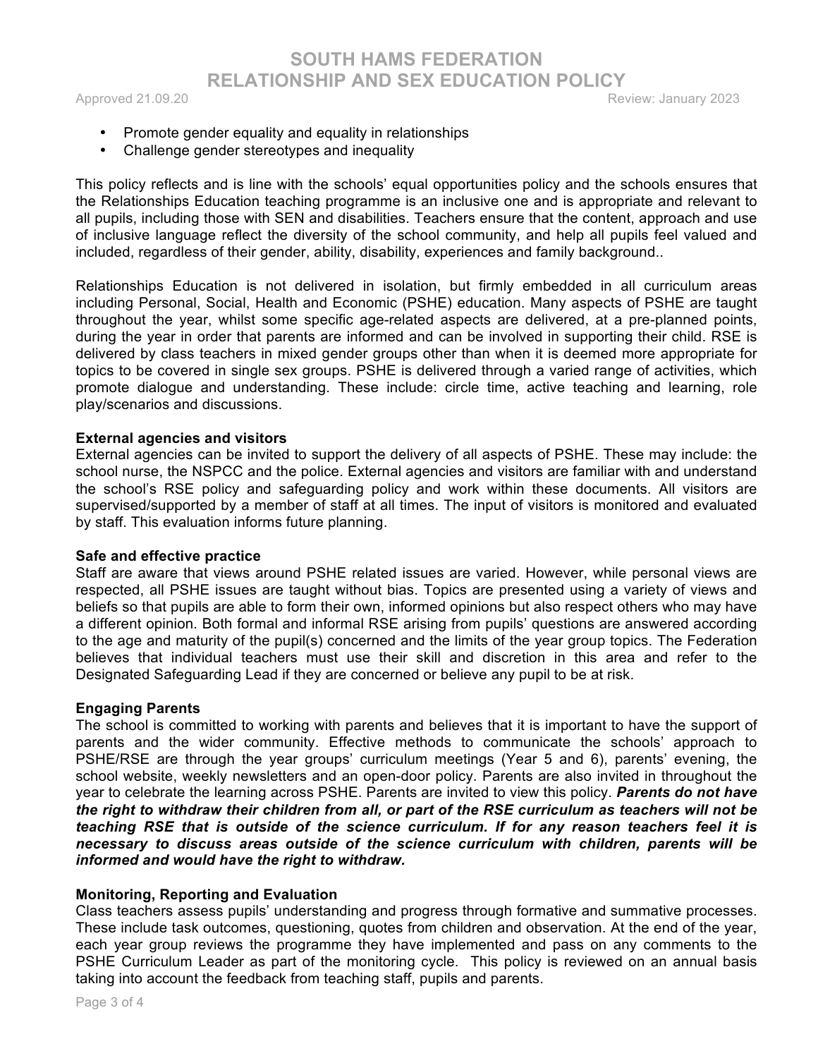- Promote gender equality and equality in relationships
- Challenge gender stereotypes and inequality

This policy reflects and is line with the schools' equal opportunities policy and the schools ensures that the Relationships Education teaching programme is an inclusive one and is appropriate and relevant to all pupils, including those with SEN and disabilities. Teachers ensure that the content, approach and use of inclusive language reflect the diversity of the school community, and help all pupils feel valued and included, regardless of their gender, ability, disability, experiences and family background..

Relationships Education is not delivered in isolation, but firmly embedded in all curriculum areas including Personal, Social, Health and Economic (PSHE) education. Many aspects of PSHE are taught throughout the year, whilst some specific age-related aspects are delivered, at a pre-planned points, during the year in order that parents are informed and can be involved in supporting their child. RSE is delivered by class teachers in mixed gender groups other than when it is deemed more appropriate for topics to be covered in single sex groups. PSHE is delivered through a varied range of activities, which promote dialogue and understanding. These include: circle time, active teaching and learning, role play/scenarios and discussions.

**External agencies and visitors**
External agencies can be invited to support the delivery of all aspects of PSHE. These may include: the school nurse, the NSPCC and the police. External agencies and visitors are familiar with and understand the school's RSE policy and safeguarding policy and work within these documents. All visitors are supervised/supported by a member of staff at all times. The input of visitors is monitored and evaluated by staff. This evaluation informs future planning.

**Safe and effective practice**
Staff are aware that views around PSHE related issues are varied. However, while personal views are respected, all PSHE issues are taught without bias. Topics are presented using a variety of views and beliefs so that pupils are able to form their own, informed opinions but also respect others who may have a different opinion. Both formal and informal RSE arising from pupils' questions are answered according to the age and maturity of the pupil(s) concerned and the limits of the year group topics. The Federation believes that individual teachers must use their skill and discretion in this area and refer to the Designated Safeguarding Lead if they are concerned or believe any pupil to be at risk.

**Engaging Parents**
The school is committed to working with parents and believes that it is important to have the support of parents and the wider community. Effective methods to communicate the schools' approach to PSHE/RSE are through the year groups' curriculum meetings (Year 5 and 6), parents' evening, the school website, weekly newsletters and an open-door policy. Parents are also invited in throughout the year to celebrate the learning across PSHE. Parents are invited to view this policy. ***Parents do not have the right to withdraw their children from all, or part of the RSE curriculum as teachers will not be teaching RSE that is outside of the science curriculum. If for any reason teachers feel it is necessary to discuss areas outside of the science curriculum with children, parents will be informed and would have the right to withdraw.***

**Monitoring, Reporting and Evaluation**
Class teachers assess pupils' understanding and progress through formative and summative processes. These include task outcomes, questioning, quotes from children and observation. At the end of the year, each year group reviews the programme they have implemented and pass on any comments to the PSHE Curriculum Leader as part of the monitoring cycle. This policy is reviewed on an annual basis taking into account the feedback from teaching staff, pupils and parents.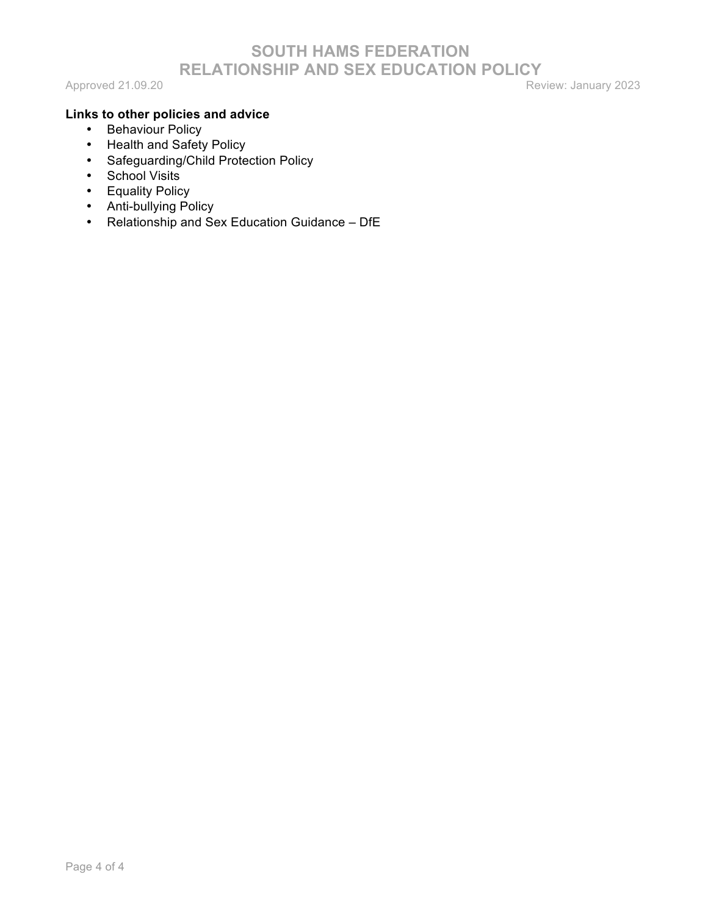**Links to other policies and advice**

- Behaviour Policy
- Health and Safety Policy
- Safeguarding/Child Protection Policy
- School Visits
- Equality Policy
- Anti-bullying Policy
- Relationship and Sex Education Guidance – DfE